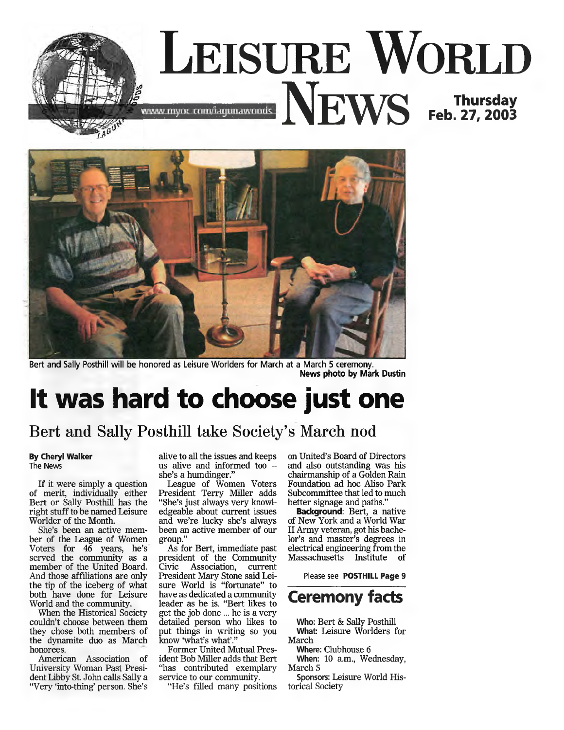# LEISURE WORLD NEWS

www.myoc.com/lagunawoods

**Thursday Feb. 27, 2003**

Bert and Sally Posthill will be honored as Leisure Worlders for March at a March 5 ceremony.
**News photo by Mark Dustin**

# It was hard to choose just one

## Bert and Sally Posthill take Society's March nod

**By Cheryl Walker**
The News

If it were simply a question of merit, individually either Bert or Sally Posthill has the right stuff to be named Leisure Worlder of the Month.

She's been an active member of the League of Women Voters for 46 years, he's served the community as a member of the United Board. And those affiliations are only the tip of the iceberg of what both have done for Leisure World and the community.

When the Historical Society couldn't choose between them they chose both members of the dynamite duo as March honorees.

American Association of University Woman Past President Libby St. John calls Sally a "Very 'into-thing' person. She's alive to all the issues and keeps us alive and informed too -- she's a humdinger."

League of Women Voters President Terry Miller adds "She's just always very knowledgeable about current issues and we're lucky she's always been an active member of our group."

As for Bert, immediate past president of the Community Civic Association, current President Mary Stone said Leisure World is "fortunate" to have as dedicated a community leader as he is. "Bert likes to get the job done ... he is a very detailed person who likes to put things in writing so you know 'what's what'."

Former United Mutual President Bob Miller adds that Bert "has contributed exemplary service to our community.

"He's filled many positions on United's Board of Directors and also outstanding was his chairmanship of a Golden Rain Foundation ad hoc Aliso Park Subcommittee that led to much better signage and paths."

**Background**: Bert, a native of New York and a World War II Army veteran, got his bachelor's and master's degrees in electrical engineering from the Massachusetts Institute of

Please see **POSTHILL Page 9**

## Ceremony facts

**Who:** Bert & Sally Posthill
**What:** Leisure Worlders for March
**Where:** Clubhouse 6
**When:** 10 a.m., Wednesday, March 5
**Sponsors:** Leisure World Historical Society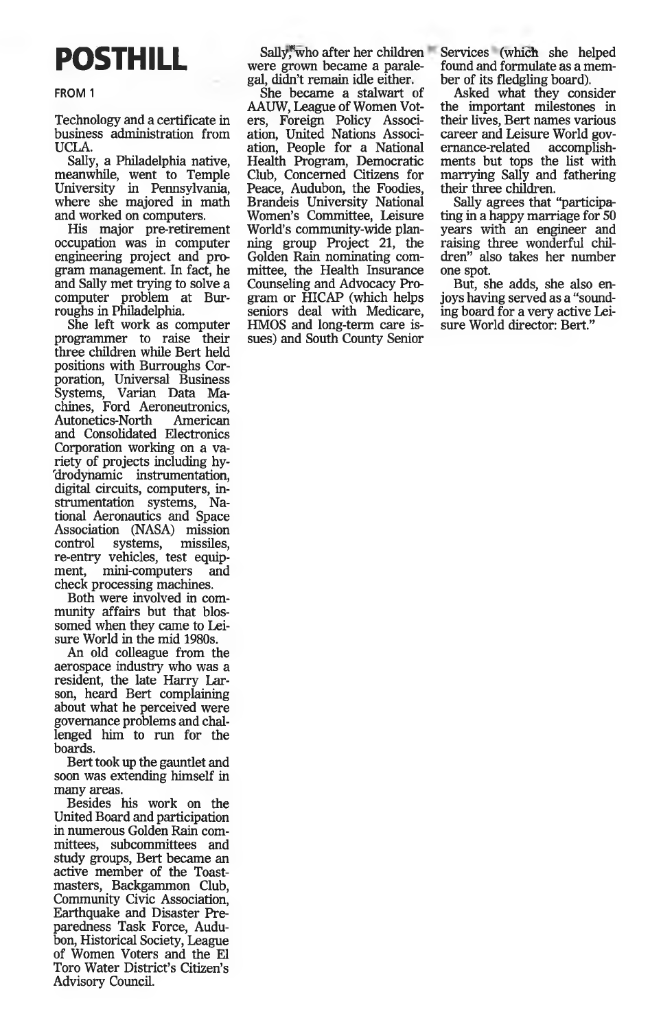# POSTHILL

FROM 1

Technology and a certificate in business administration from UCLA.

Sally, a Philadelphia native, meanwhile, went to Temple University in Pennsylvania, where she majored in math and worked on computers.

His major pre-retirement occupation was in computer engineering project and program management. In fact, he and Sally met trying to solve a computer problem at Burroughs in Philadelphia.

She left work as computer programmer to raise their three children while Bert held positions with Burroughs Corporation, Universal Business Systems, Varian Data Machines, Ford Aeroneutronics, Autonetics-North American and Consolidated Electronics Corporation working on a variety of projects including hydrodynamic instrumentation, digital circuits, computers, instrumentation systems, National Aeronautics and Space Association (NASA) mission control systems, missiles, re-entry vehicles, test equipment, mini-computers and check processing machines.

Both were involved in community affairs but that blossomed when they came to Leisure World in the mid 1980s.

An old colleague from the aerospace industry who was a resident, the late Harry Larson, heard Bert complaining about what he perceived were governance problems and challenged him to run for the boards.

Bert took up the gauntlet and soon was extending himself in many areas.

Besides his work on the United Board and participation in numerous Golden Rain committees, subcommittees and study groups, Bert became an active member of the Toastmasters, Backgammon Club, Community Civic Association, Earthquake and Disaster Preparedness Task Force, Audubon, Historical Society, League of Women Voters and the El Toro Water District's Citizen's Advisory Council.

Sally, who after her children were grown became a paralegal, didn't remain idle either.

She became a stalwart of AAUW, League of Women Voters, Foreign Policy Association, United Nations Association, People for a National Health Program, Democratic Club, Concerned Citizens for Peace, Audubon, the Foodies, Brandeis University National Women's Committee, Leisure World's community-wide planning group Project 21, the Golden Rain nominating committee, the Health Insurance Counseling and Advocacy Program or HICAP (which helps seniors deal with Medicare, HMOS and long-term care issues) and South County Senior Services (which she helped found and formulate as a member of its fledgling board).

Asked what they consider the important milestones in their lives, Bert names various career and Leisure World governance-related accomplishments but tops the list with marrying Sally and fathering their three children.

Sally agrees that "participating in a happy marriage for 50 years with an engineer and raising three wonderful children" also takes her number one spot.

But, she adds, she also enjoys having served as a "sounding board for a very active Leisure World director: Bert."